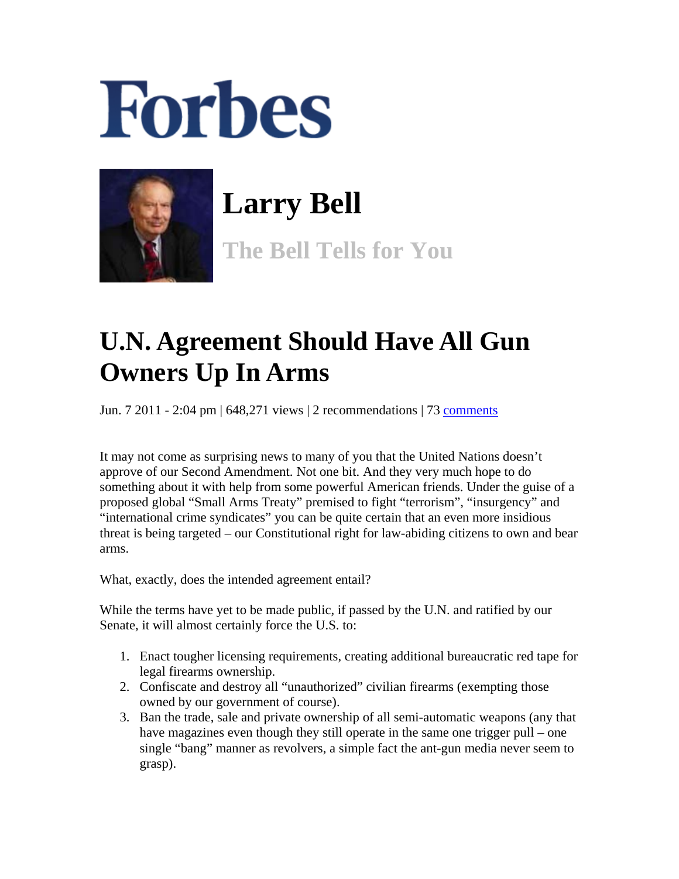# Forbes

## Larry Bell

### The Bell Tells for You

# U.N. Agreement Should Have All Gun Owners Up In Arms

Jun. 7 2011 - 2:04 pm | 648,271 views | 2 recommendations | 73 comments

It may not come as surprising news to many of you that the United Nations doesn't approve of our Second Amendment. Not one bit. And they very much hope to do something about it with help from some powerful American friends. Under the guise of a proposed global "Small Arms Treaty" premised to fight "terrorism", "insurgency" and "international crime syndicates" you can be quite certain that an even more insidious threat is being targeted – our Constitutional right for law-abiding citizens to own and bear arms.

What, exactly, does the intended agreement entail?

While the terms have yet to be made public, if passed by the U.N. and ratified by our Senate, it will almost certainly force the U.S. to:

1. Enact tougher licensing requirements, creating additional bureaucratic red tape for legal firearms ownership.
2. Confiscate and destroy all "unauthorized" civilian firearms (exempting those owned by our government of course).
3. Ban the trade, sale and private ownership of all semi-automatic weapons (any that have magazines even though they still operate in the same one trigger pull – one single "bang" manner as revolvers, a simple fact the ant-gun media never seem to grasp).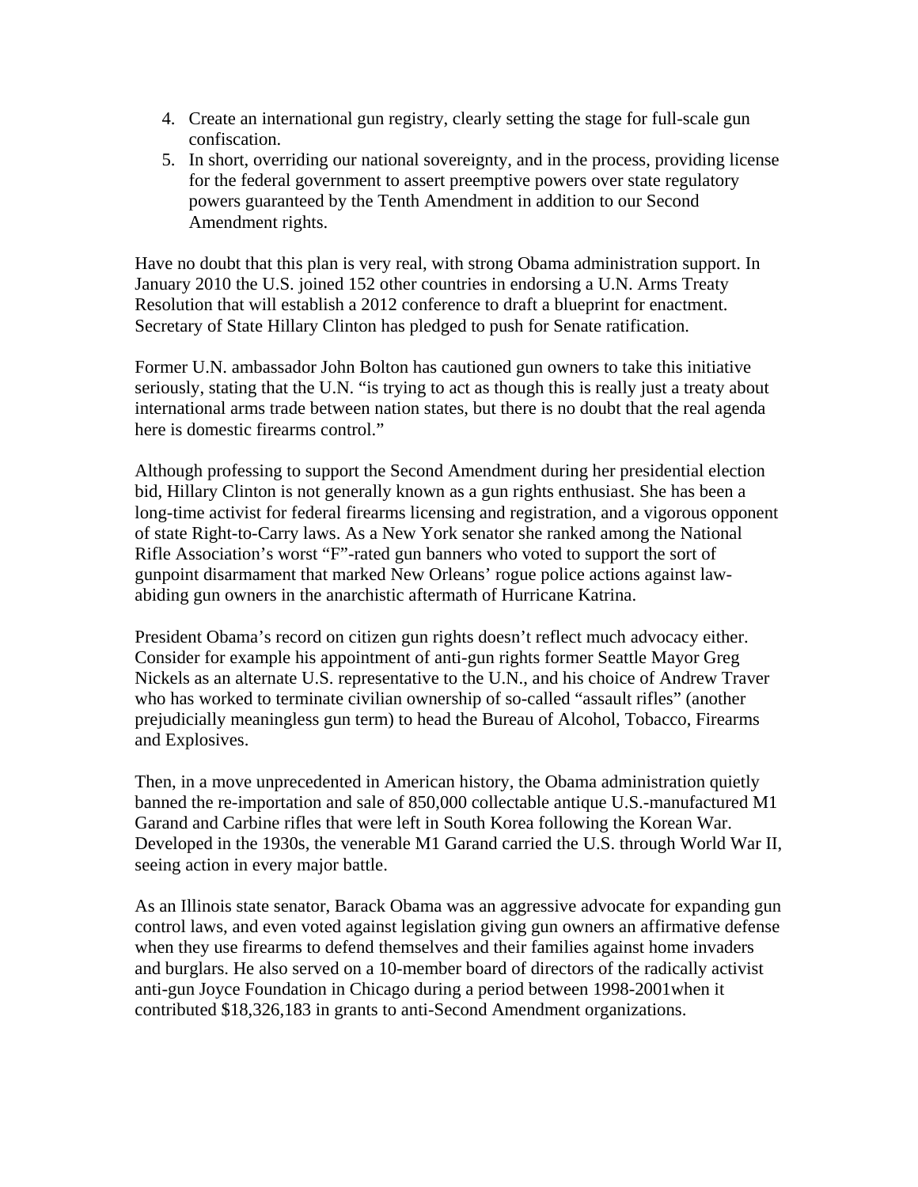4. Create an international gun registry, clearly setting the stage for full-scale gun confiscation.
5. In short, overriding our national sovereignty, and in the process, providing license for the federal government to assert preemptive powers over state regulatory powers guaranteed by the Tenth Amendment in addition to our Second Amendment rights.

Have no doubt that this plan is very real, with strong Obama administration support. In January 2010 the U.S. joined 152 other countries in endorsing a U.N. Arms Treaty Resolution that will establish a 2012 conference to draft a blueprint for enactment. Secretary of State Hillary Clinton has pledged to push for Senate ratification.

Former U.N. ambassador John Bolton has cautioned gun owners to take this initiative seriously, stating that the U.N. "is trying to act as though this is really just a treaty about international arms trade between nation states, but there is no doubt that the real agenda here is domestic firearms control."

Although professing to support the Second Amendment during her presidential election bid, Hillary Clinton is not generally known as a gun rights enthusiast. She has been a long-time activist for federal firearms licensing and registration, and a vigorous opponent of state Right-to-Carry laws. As a New York senator she ranked among the National Rifle Association's worst "F"-rated gun banners who voted to support the sort of gunpoint disarmament that marked New Orleans' rogue police actions against law-abiding gun owners in the anarchistic aftermath of Hurricane Katrina.

President Obama's record on citizen gun rights doesn't reflect much advocacy either. Consider for example his appointment of anti-gun rights former Seattle Mayor Greg Nickels as an alternate U.S. representative to the U.N., and his choice of Andrew Traver who has worked to terminate civilian ownership of so-called "assault rifles" (another prejudicially meaningless gun term) to head the Bureau of Alcohol, Tobacco, Firearms and Explosives.

Then, in a move unprecedented in American history, the Obama administration quietly banned the re-importation and sale of 850,000 collectable antique U.S.-manufactured M1 Garand and Carbine rifles that were left in South Korea following the Korean War. Developed in the 1930s, the venerable M1 Garand carried the U.S. through World War II, seeing action in every major battle.

As an Illinois state senator, Barack Obama was an aggressive advocate for expanding gun control laws, and even voted against legislation giving gun owners an affirmative defense when they use firearms to defend themselves and their families against home invaders and burglars. He also served on a 10-member board of directors of the radically activist anti-gun Joyce Foundation in Chicago during a period between 1998-2001when it contributed $18,326,183 in grants to anti-Second Amendment organizations.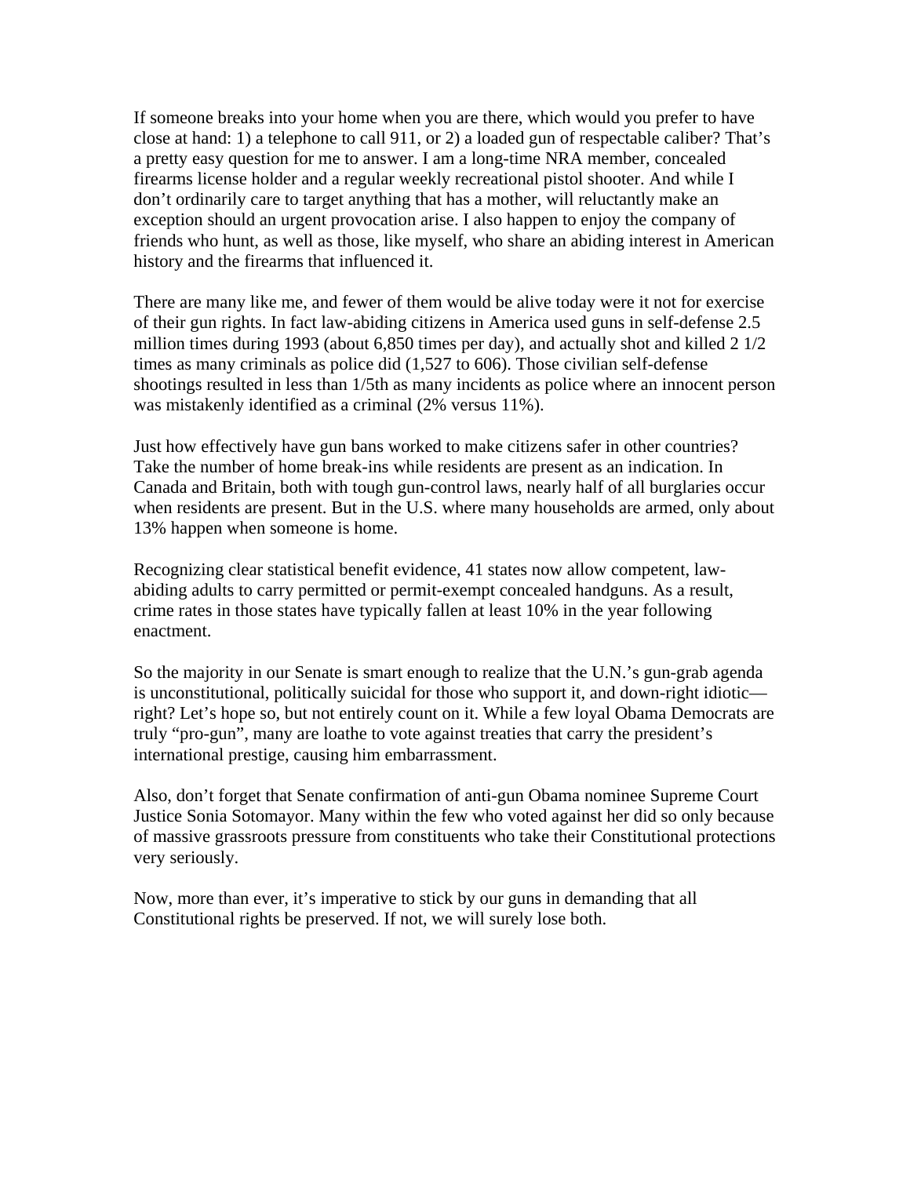If someone breaks into your home when you are there, which would you prefer to have close at hand: 1) a telephone to call 911, or 2) a loaded gun of respectable caliber? That's a pretty easy question for me to answer. I am a long-time NRA member, concealed firearms license holder and a regular weekly recreational pistol shooter. And while I don't ordinarily care to target anything that has a mother, will reluctantly make an exception should an urgent provocation arise. I also happen to enjoy the company of friends who hunt, as well as those, like myself, who share an abiding interest in American history and the firearms that influenced it.

There are many like me, and fewer of them would be alive today were it not for exercise of their gun rights. In fact law-abiding citizens in America used guns in self-defense 2.5 million times during 1993 (about 6,850 times per day), and actually shot and killed 2 1/2 times as many criminals as police did (1,527 to 606). Those civilian self-defense shootings resulted in less than 1/5th as many incidents as police where an innocent person was mistakenly identified as a criminal (2% versus 11%).

Just how effectively have gun bans worked to make citizens safer in other countries? Take the number of home break-ins while residents are present as an indication. In Canada and Britain, both with tough gun-control laws, nearly half of all burglaries occur when residents are present. But in the U.S. where many households are armed, only about 13% happen when someone is home.

Recognizing clear statistical benefit evidence, 41 states now allow competent, law-abiding adults to carry permitted or permit-exempt concealed handguns. As a result, crime rates in those states have typically fallen at least 10% in the year following enactment.

So the majority in our Senate is smart enough to realize that the U.N.'s gun-grab agenda is unconstitutional, politically suicidal for those who support it, and down-right idiotic—right? Let's hope so, but not entirely count on it. While a few loyal Obama Democrats are truly "pro-gun", many are loathe to vote against treaties that carry the president's international prestige, causing him embarrassment.

Also, don't forget that Senate confirmation of anti-gun Obama nominee Supreme Court Justice Sonia Sotomayor. Many within the few who voted against her did so only because of massive grassroots pressure from constituents who take their Constitutional protections very seriously.

Now, more than ever, it's imperative to stick by our guns in demanding that all Constitutional rights be preserved. If not, we will surely lose both.